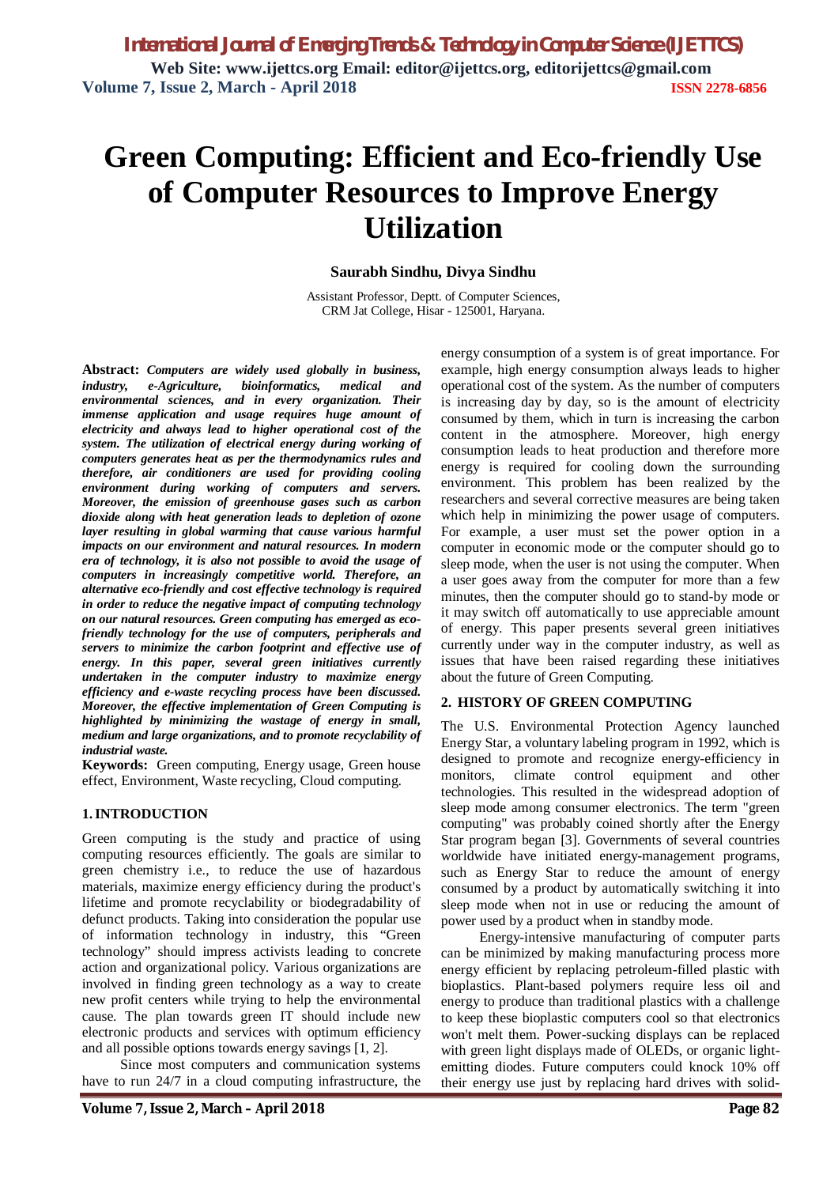# Green Computing: Efficient and Eco-friendly Use of Computer Resources to Improve Energy Utilization

**Saurabh Sindhu, Divya Sindhu**

Assistant Professor, Deptt. of Computer Sciences,
CRM Jat College, Hisar - 125001, Haryana.

**Abstract:** ***Computers are widely used globally in business, industry, e-Agriculture, bioinformatics, medical and environmental sciences, and in every organization. Their immense application and usage requires huge amount of electricity and always lead to higher operational cost of the system. The utilization of electrical energy during working of computers generates heat as per the thermodynamics rules and therefore, air conditioners are used for providing cooling environment during working of computers and servers. Moreover, the emission of greenhouse gases such as carbon dioxide along with heat generation leads to depletion of ozone layer resulting in global warming that cause various harmful impacts on our environment and natural resources. In modern era of technology, it is also not possible to avoid the usage of computers in increasingly competitive world. Therefore, an alternative eco-friendly and cost effective technology is required in order to reduce the negative impact of computing technology on our natural resources. Green computing has emerged as eco-friendly technology for the use of computers, peripherals and servers to minimize the carbon footprint and effective use of energy. In this paper, several green initiatives currently undertaken in the computer industry to maximize energy efficiency and e-waste recycling process have been discussed. Moreover, the effective implementation of Green Computing is highlighted by minimizing the wastage of energy in small, medium and large organizations, and to promote recyclability of industrial waste.***

**Keywords:** Green computing, Energy usage, Green house effect, Environment, Waste recycling, Cloud computing.

## 1. INTRODUCTION

Green computing is the study and practice of using computing resources efficiently. The goals are similar to green chemistry i.e., to reduce the use of hazardous materials, maximize energy efficiency during the product's lifetime and promote recyclability or biodegradability of defunct products. Taking into consideration the popular use of information technology in industry, this "Green technology" should impress activists leading to concrete action and organizational policy. Various organizations are involved in finding green technology as a way to create new profit centers while trying to help the environmental cause. The plan towards green IT should include new electronic products and services with optimum efficiency and all possible options towards energy savings [1, 2].

Since most computers and communication systems have to run 24/7 in a cloud computing infrastructure, the energy consumption of a system is of great importance. For example, high energy consumption always leads to higher operational cost of the system. As the number of computers is increasing day by day, so is the amount of electricity consumed by them, which in turn is increasing the carbon content in the atmosphere. Moreover, high energy consumption leads to heat production and therefore more energy is required for cooling down the surrounding environment. This problem has been realized by the researchers and several corrective measures are being taken which help in minimizing the power usage of computers. For example, a user must set the power option in a computer in economic mode or the computer should go to sleep mode, when the user is not using the computer. When a user goes away from the computer for more than a few minutes, then the computer should go to stand-by mode or it may switch off automatically to use appreciable amount of energy. This paper presents several green initiatives currently under way in the computer industry, as well as issues that have been raised regarding these initiatives about the future of Green Computing.

## 2. HISTORY OF GREEN COMPUTING

The U.S. Environmental Protection Agency launched Energy Star, a voluntary labeling program in 1992, which is designed to promote and recognize energy-efficiency in monitors, climate control equipment and other technologies. This resulted in the widespread adoption of sleep mode among consumer electronics. The term "green computing" was probably coined shortly after the Energy Star program began [3]. Governments of several countries worldwide have initiated energy-management programs, such as Energy Star to reduce the amount of energy consumed by a product by automatically switching it into sleep mode when not in use or reducing the amount of power used by a product when in standby mode.

Energy-intensive manufacturing of computer parts can be minimized by making manufacturing process more energy efficient by replacing petroleum-filled plastic with bioplastics. Plant-based polymers require less oil and energy to produce than traditional plastics with a challenge to keep these bioplastic computers cool so that electronics won't melt them. Power-sucking displays can be replaced with green light displays made of OLEDs, or organic light-emitting diodes. Future computers could knock 10% off their energy use just by replacing hard drives with solid-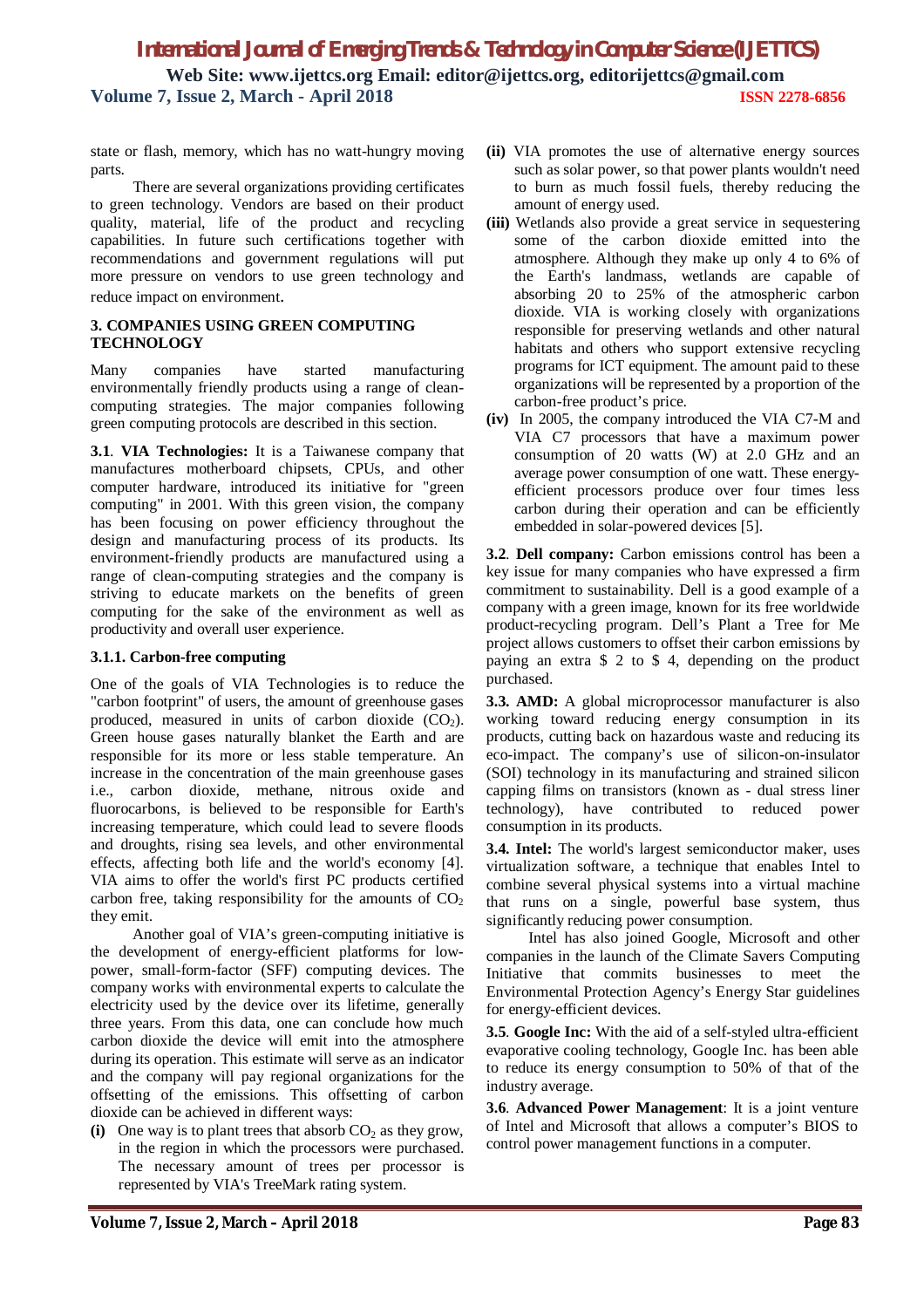state or flash, memory, which has no watt-hungry moving parts.

There are several organizations providing certificates to green technology. Vendors are based on their product quality, material, life of the product and recycling capabilities. In future such certifications together with recommendations and government regulations will put more pressure on vendors to use green technology and reduce impact on environment.

## 3. COMPANIES USING GREEN COMPUTING TECHNOLOGY

Many companies have started manufacturing environmentally friendly products using a range of clean-computing strategies. The major companies following green computing protocols are described in this section.

**3.1**. **VIA Technologies:** It is a Taiwanese company that manufactures motherboard chipsets, CPUs, and other computer hardware, introduced its initiative for "green computing" in 2001. With this green vision, the company has been focusing on power efficiency throughout the design and manufacturing process of its products. Its environment-friendly products are manufactured using a range of clean-computing strategies and the company is striving to educate markets on the benefits of green computing for the sake of the environment as well as productivity and overall user experience.

### 3.1.1. Carbon-free computing

One of the goals of VIA Technologies is to reduce the "carbon footprint" of users, the amount of greenhouse gases produced, measured in units of carbon dioxide ($CO_2$). Green house gases naturally blanket the Earth and are responsible for its more or less stable temperature. An increase in the concentration of the main greenhouse gases i.e., carbon dioxide, methane, nitrous oxide and fluorocarbons, is believed to be responsible for Earth's increasing temperature, which could lead to severe floods and droughts, rising sea levels, and other environmental effects, affecting both life and the world's economy [4]. VIA aims to offer the world's first PC products certified carbon free, taking responsibility for the amounts of $CO_2$ they emit.

Another goal of VIA's green-computing initiative is the development of energy-efficient platforms for low-power, small-form-factor (SFF) computing devices. The company works with environmental experts to calculate the electricity used by the device over its lifetime, generally three years. From this data, one can conclude how much carbon dioxide the device will emit into the atmosphere during its operation. This estimate will serve as an indicator and the company will pay regional organizations for the offsetting of the emissions. This offsetting of carbon dioxide can be achieved in different ways:

- **(i)** One way is to plant trees that absorb $CO_2$ as they grow, in the region in which the processors were purchased. The necessary amount of trees per processor is represented by VIA's TreeMark rating system.
- **(ii)** VIA promotes the use of alternative energy sources such as solar power, so that power plants wouldn't need to burn as much fossil fuels, thereby reducing the amount of energy used.
- **(iii)** Wetlands also provide a great service in sequestering some of the carbon dioxide emitted into the atmosphere. Although they make up only 4 to 6% of the Earth's landmass, wetlands are capable of absorbing 20 to 25% of the atmospheric carbon dioxide. VIA is working closely with organizations responsible for preserving wetlands and other natural habitats and others who support extensive recycling programs for ICT equipment. The amount paid to these organizations will be represented by a proportion of the carbon-free product's price.
- **(iv)** In 2005, the company introduced the VIA C7-M and VIA C7 processors that have a maximum power consumption of 20 watts (W) at 2.0 GHz and an average power consumption of one watt. These energy-efficient processors produce over four times less carbon during their operation and can be efficiently embedded in solar-powered devices [5].

**3.2**. **Dell company:** Carbon emissions control has been a key issue for many companies who have expressed a firm commitment to sustainability. Dell is a good example of a company with a green image, known for its free worldwide product-recycling program. Dell's Plant a Tree for Me project allows customers to offset their carbon emissions by paying an extra $ 2 to $ 4, depending on the product purchased.

**3.3. AMD:** A global microprocessor manufacturer is also working toward reducing energy consumption in its products, cutting back on hazardous waste and reducing its eco-impact. The company's use of silicon-on-insulator (SOI) technology in its manufacturing and strained silicon capping films on transistors (known as - dual stress liner technology), have contributed to reduced power consumption in its products.

**3.4. Intel:** The world's largest semiconductor maker, uses virtualization software, a technique that enables Intel to combine several physical systems into a virtual machine that runs on a single, powerful base system, thus significantly reducing power consumption.

Intel has also joined Google, Microsoft and other companies in the launch of the Climate Savers Computing Initiative that commits businesses to meet the Environmental Protection Agency's Energy Star guidelines for energy-efficient devices.

**3.5**. **Google Inc:** With the aid of a self-styled ultra-efficient evaporative cooling technology, Google Inc. has been able to reduce its energy consumption to 50% of that of the industry average.

**3.6**. **Advanced Power Management**: It is a joint venture of Intel and Microsoft that allows a computer's BIOS to control power management functions in a computer.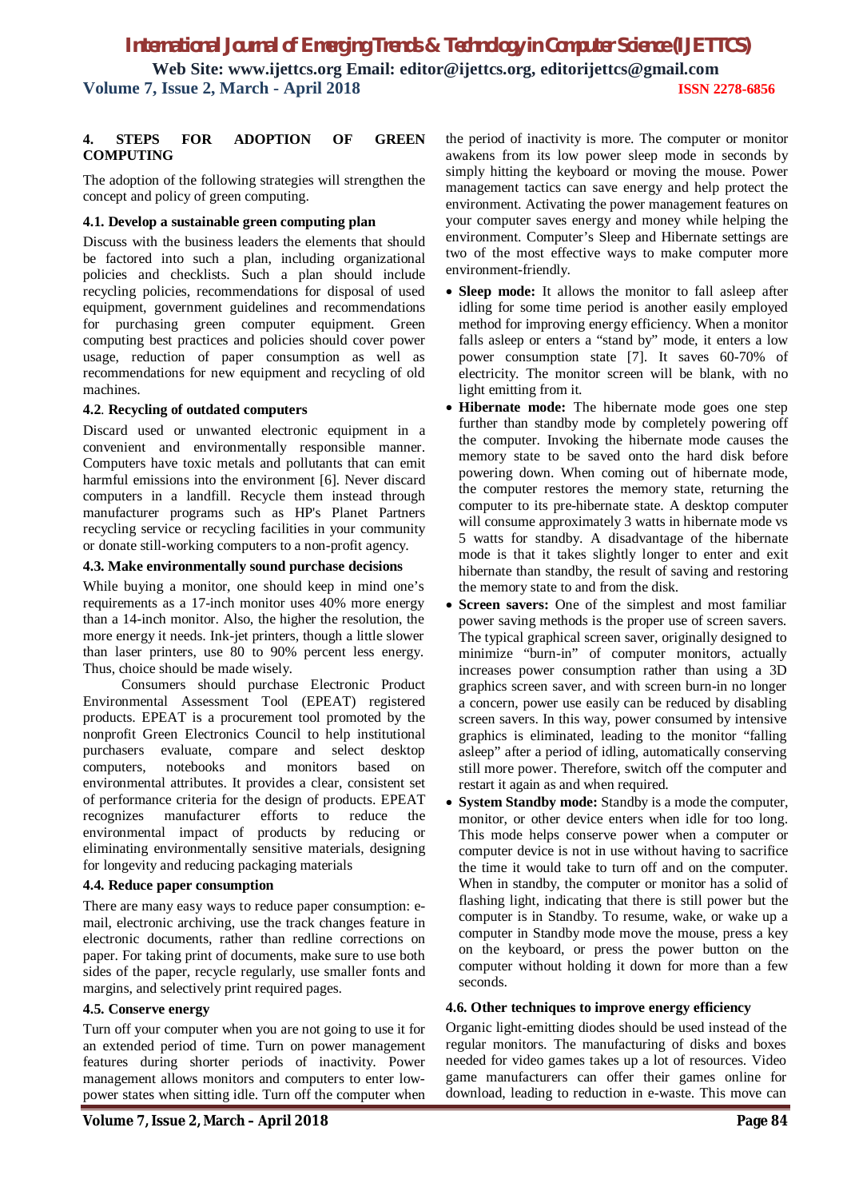## 4. STEPS FOR ADOPTION OF GREEN COMPUTING

The adoption of the following strategies will strengthen the concept and policy of green computing.

### 4.1. Develop a sustainable green computing plan

Discuss with the business leaders the elements that should be factored into such a plan, including organizational policies and checklists. Such a plan should include recycling policies, recommendations for disposal of used equipment, government guidelines and recommendations for purchasing green computer equipment. Green computing best practices and policies should cover power usage, reduction of paper consumption as well as recommendations for new equipment and recycling of old machines.

### 4.2. Recycling of outdated computers

Discard used or unwanted electronic equipment in a convenient and environmentally responsible manner. Computers have toxic metals and pollutants that can emit harmful emissions into the environment [6]. Never discard computers in a landfill. Recycle them instead through manufacturer programs such as HP's Planet Partners recycling service or recycling facilities in your community or donate still-working computers to a non-profit agency.

### 4.3. Make environmentally sound purchase decisions

While buying a monitor, one should keep in mind one's requirements as a 17-inch monitor uses 40% more energy than a 14-inch monitor. Also, the higher the resolution, the more energy it needs. Ink-jet printers, though a little slower than laser printers, use 80 to 90 percent less energy. Thus, choice should be made wisely.

Consumers should purchase Electronic Product Environmental Assessment Tool (EPEAT) registered products. EPEAT is a procurement tool promoted by the nonprofit Green Electronics Council to help institutional purchasers evaluate, compare and select desktop computers, notebooks and monitors based on environmental attributes. It provides a clear, consistent set of performance criteria for the design of products. EPEAT recognizes manufacturer efforts to reduce the environmental impact of products by reducing or eliminating environmentally sensitive materials, designing for longevity and reducing packaging materials

### 4.4. Reduce paper consumption

There are many easy ways to reduce paper consumption: e-mail, electronic archiving, use the track changes feature in electronic documents, rather than redline corrections on paper. For taking print of documents, make sure to use both sides of the paper, recycle regularly, use smaller fonts and margins, and selectively print required pages.

### 4.5. Conserve energy

Turn off your computer when you are not going to use it for an extended period of time. Turn on power management features during shorter periods of inactivity. Power management allows monitors and computers to enter low-power states when sitting idle. Turn off the computer when the period of inactivity is more. The computer or monitor awakens from its low power sleep mode in seconds by simply hitting the keyboard or moving the mouse. Power management tactics can save energy and help protect the environment. Activating the power management features on your computer saves energy and money while helping the environment. Computer's Sleep and Hibernate settings are two of the most effective ways to make computer more environment-friendly.

- **Sleep mode:** It allows the monitor to fall asleep after idling for some time period is another easily employed method for improving energy efficiency. When a monitor falls asleep or enters a "stand by" mode, it enters a low power consumption state [7]. It saves 60-70% of electricity. The monitor screen will be blank, with no light emitting from it.
- **Hibernate mode:** The hibernate mode goes one step further than standby mode by completely powering off the computer. Invoking the hibernate mode causes the memory state to be saved onto the hard disk before powering down. When coming out of hibernate mode, the computer restores the memory state, returning the computer to its pre-hibernate state. A desktop computer will consume approximately 3 watts in hibernate mode vs 5 watts for standby. A disadvantage of the hibernate mode is that it takes slightly longer to enter and exit hibernate than standby, the result of saving and restoring the memory state to and from the disk.
- **Screen savers:** One of the simplest and most familiar power saving methods is the proper use of screen savers. The typical graphical screen saver, originally designed to minimize "burn-in" of computer monitors, actually increases power consumption rather than using a 3D graphics screen saver, and with screen burn-in no longer a concern, power use easily can be reduced by disabling screen savers. In this way, power consumed by intensive graphics is eliminated, leading to the monitor "falling asleep" after a period of idling, automatically conserving still more power. Therefore, switch off the computer and restart it again as and when required.
- **System Standby mode:** Standby is a mode the computer, monitor, or other device enters when idle for too long. This mode helps conserve power when a computer or computer device is not in use without having to sacrifice the time it would take to turn off and on the computer. When in standby, the computer or monitor has a solid of flashing light, indicating that there is still power but the computer is in Standby. To resume, wake, or wake up a computer in Standby mode move the mouse, press a key on the keyboard, or press the power button on the computer without holding it down for more than a few seconds.

### 4.6. Other techniques to improve energy efficiency

Organic light-emitting diodes should be used instead of the regular monitors. The manufacturing of disks and boxes needed for video games takes up a lot of resources. Video game manufacturers can offer their games online for download, leading to reduction in e-waste. This move can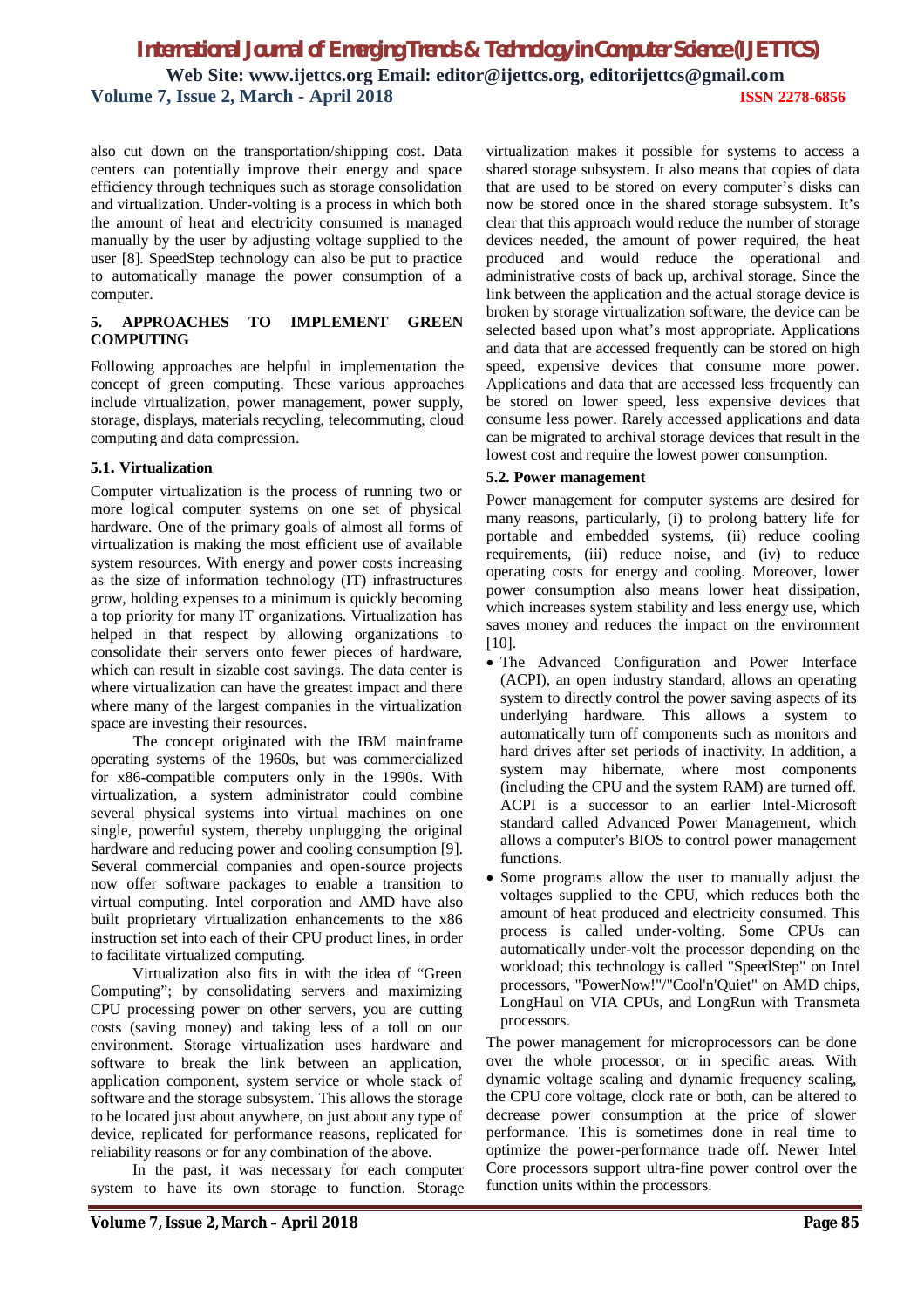also cut down on the transportation/shipping cost. Data centers can potentially improve their energy and space efficiency through techniques such as storage consolidation and virtualization. Under-volting is a process in which both the amount of heat and electricity consumed is managed manually by the user by adjusting voltage supplied to the user [8]. SpeedStep technology can also be put to practice to automatically manage the power consumption of a computer.

## 5. APPROACHES TO IMPLEMENT GREEN COMPUTING

Following approaches are helpful in implementation the concept of green computing. These various approaches include virtualization, power management, power supply, storage, displays, materials recycling, telecommuting, cloud computing and data compression.

### 5.1. Virtualization

Computer virtualization is the process of running two or more logical computer systems on one set of physical hardware. One of the primary goals of almost all forms of virtualization is making the most efficient use of available system resources. With energy and power costs increasing as the size of information technology (IT) infrastructures grow, holding expenses to a minimum is quickly becoming a top priority for many IT organizations. Virtualization has helped in that respect by allowing organizations to consolidate their servers onto fewer pieces of hardware, which can result in sizable cost savings. The data center is where virtualization can have the greatest impact and there where many of the largest companies in the virtualization space are investing their resources.

The concept originated with the IBM mainframe operating systems of the 1960s, but was commercialized for x86-compatible computers only in the 1990s. With virtualization, a system administrator could combine several physical systems into virtual machines on one single, powerful system, thereby unplugging the original hardware and reducing power and cooling consumption [9]. Several commercial companies and open-source projects now offer software packages to enable a transition to virtual computing. Intel corporation and AMD have also built proprietary virtualization enhancements to the x86 instruction set into each of their CPU product lines, in order to facilitate virtualized computing.

Virtualization also fits in with the idea of "Green Computing"; by consolidating servers and maximizing CPU processing power on other servers, you are cutting costs (saving money) and taking less of a toll on our environment. Storage virtualization uses hardware and software to break the link between an application, application component, system service or whole stack of software and the storage subsystem. This allows the storage to be located just about anywhere, on just about any type of device, replicated for performance reasons, replicated for reliability reasons or for any combination of the above.

In the past, it was necessary for each computer system to have its own storage to function. Storage virtualization makes it possible for systems to access a shared storage subsystem. It also means that copies of data that are used to be stored on every computer's disks can now be stored once in the shared storage subsystem. It's clear that this approach would reduce the number of storage devices needed, the amount of power required, the heat produced and would reduce the operational and administrative costs of back up, archival storage. Since the link between the application and the actual storage device is broken by storage virtualization software, the device can be selected based upon what's most appropriate. Applications and data that are accessed frequently can be stored on high speed, expensive devices that consume more power. Applications and data that are accessed less frequently can be stored on lower speed, less expensive devices that consume less power. Rarely accessed applications and data can be migrated to archival storage devices that result in the lowest cost and require the lowest power consumption.

### 5.2. Power management

Power management for computer systems are desired for many reasons, particularly, (i) to prolong battery life for portable and embedded systems, (ii) reduce cooling requirements, (iii) reduce noise, and (iv) to reduce operating costs for energy and cooling. Moreover, lower power consumption also means lower heat dissipation, which increases system stability and less energy use, which saves money and reduces the impact on the environment [10].

- The Advanced Configuration and Power Interface (ACPI), an open industry standard, allows an operating system to directly control the power saving aspects of its underlying hardware. This allows a system to automatically turn off components such as monitors and hard drives after set periods of inactivity. In addition, a system may hibernate, where most components (including the CPU and the system RAM) are turned off. ACPI is a successor to an earlier Intel-Microsoft standard called Advanced Power Management, which allows a computer's BIOS to control power management functions.
- Some programs allow the user to manually adjust the voltages supplied to the CPU, which reduces both the amount of heat produced and electricity consumed. This process is called under-volting. Some CPUs can automatically under-volt the processor depending on the workload; this technology is called "SpeedStep" on Intel processors, "PowerNow!"/"Cool'n'Quiet" on AMD chips, LongHaul on VIA CPUs, and LongRun with Transmeta processors.

The power management for microprocessors can be done over the whole processor, or in specific areas. With dynamic voltage scaling and dynamic frequency scaling, the CPU core voltage, clock rate or both, can be altered to decrease power consumption at the price of slower performance. This is sometimes done in real time to optimize the power-performance trade off. Newer Intel Core processors support ultra-fine power control over the function units within the processors.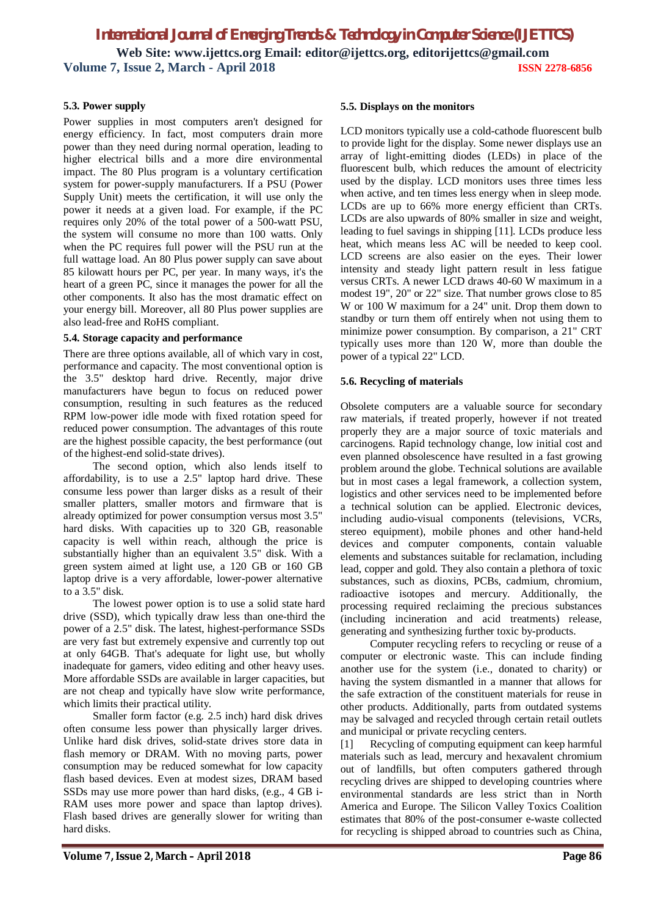### 5.3. Power supply

Power supplies in most computers aren't designed for energy efficiency. In fact, most computers drain more power than they need during normal operation, leading to higher electrical bills and a more dire environmental impact. The 80 Plus program is a voluntary certification system for power-supply manufacturers. If a PSU (Power Supply Unit) meets the certification, it will use only the power it needs at a given load. For example, if the PC requires only 20% of the total power of a 500-watt PSU, the system will consume no more than 100 watts. Only when the PC requires full power will the PSU run at the full wattage load. An 80 Plus power supply can save about 85 kilowatt hours per PC, per year. In many ways, it's the heart of a green PC, since it manages the power for all the other components. It also has the most dramatic effect on your energy bill. Moreover, all 80 Plus power supplies are also lead-free and RoHS compliant.

### 5.4. Storage capacity and performance

There are three options available, all of which vary in cost, performance and capacity. The most conventional option is the 3.5" desktop hard drive. Recently, major drive manufacturers have begun to focus on reduced power consumption, resulting in such features as the reduced RPM low-power idle mode with fixed rotation speed for reduced power consumption. The advantages of this route are the highest possible capacity, the best performance (out of the highest-end solid-state drives).

The second option, which also lends itself to affordability, is to use a 2.5" laptop hard drive. These consume less power than larger disks as a result of their smaller platters, smaller motors and firmware that is already optimized for power consumption versus most 3.5" hard disks. With capacities up to 320 GB, reasonable capacity is well within reach, although the price is substantially higher than an equivalent 3.5" disk. With a green system aimed at light use, a 120 GB or 160 GB laptop drive is a very affordable, lower-power alternative to a 3.5" disk.

The lowest power option is to use a solid state hard drive (SSD), which typically draw less than one-third the power of a 2.5" disk. The latest, highest-performance SSDs are very fast but extremely expensive and currently top out at only 64GB. That's adequate for light use, but wholly inadequate for gamers, video editing and other heavy uses. More affordable SSDs are available in larger capacities, but are not cheap and typically have slow write performance, which limits their practical utility.

Smaller form factor (e.g. 2.5 inch) hard disk drives often consume less power than physically larger drives. Unlike hard disk drives, solid-state drives store data in flash memory or DRAM. With no moving parts, power consumption may be reduced somewhat for low capacity flash based devices. Even at modest sizes, DRAM based SSDs may use more power than hard disks, (e.g., 4 GB i-RAM uses more power and space than laptop drives). Flash based drives are generally slower for writing than hard disks.

### 5.5. Displays on the monitors

LCD monitors typically use a cold-cathode fluorescent bulb to provide light for the display. Some newer displays use an array of light-emitting diodes (LEDs) in place of the fluorescent bulb, which reduces the amount of electricity used by the display. LCD monitors uses three times less when active, and ten times less energy when in sleep mode. LCDs are up to 66% more energy efficient than CRTs. LCDs are also upwards of 80% smaller in size and weight, leading to fuel savings in shipping [11]. LCDs produce less heat, which means less AC will be needed to keep cool. LCD screens are also easier on the eyes. Their lower intensity and steady light pattern result in less fatigue versus CRTs. A newer LCD draws 40-60 W maximum in a modest 19", 20" or 22" size. That number grows close to 85 W or 100 W maximum for a 24" unit. Drop them down to standby or turn them off entirely when not using them to minimize power consumption. By comparison, a 21" CRT typically uses more than 120 W, more than double the power of a typical 22" LCD.

### 5.6. Recycling of materials

Obsolete computers are a valuable source for secondary raw materials, if treated properly, however if not treated properly they are a major source of toxic materials and carcinogens. Rapid technology change, low initial cost and even planned obsolescence have resulted in a fast growing problem around the globe. Technical solutions are available but in most cases a legal framework, a collection system, logistics and other services need to be implemented before a technical solution can be applied. Electronic devices, including audio-visual components (televisions, VCRs, stereo equipment), mobile phones and other hand-held devices and computer components, contain valuable elements and substances suitable for reclamation, including lead, copper and gold. They also contain a plethora of toxic substances, such as dioxins, PCBs, cadmium, chromium, radioactive isotopes and mercury. Additionally, the processing required reclaiming the precious substances (including incineration and acid treatments) release, generating and synthesizing further toxic by-products.

Computer recycling refers to recycling or reuse of a computer or electronic waste. This can include finding another use for the system (i.e., donated to charity) or having the system dismantled in a manner that allows for the safe extraction of the constituent materials for reuse in other products. Additionally, parts from outdated systems may be salvaged and recycled through certain retail outlets and municipal or private recycling centers.

[1] Recycling of computing equipment can keep harmful materials such as lead, mercury and hexavalent chromium out of landfills, but often computers gathered through recycling drives are shipped to developing countries where environmental standards are less strict than in North America and Europe. The Silicon Valley Toxics Coalition estimates that 80% of the post-consumer e-waste collected for recycling is shipped abroad to countries such as China,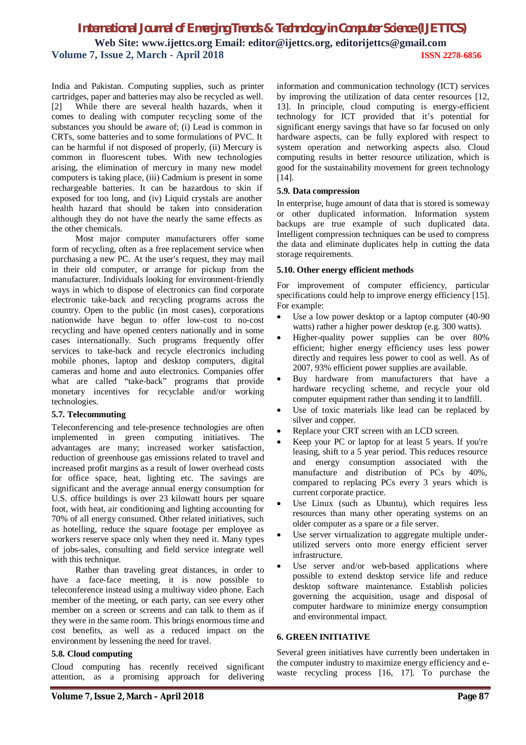India and Pakistan. Computing supplies, such as printer cartridges, paper and batteries may also be recycled as well. [2] While there are several health hazards, when it comes to dealing with computer recycling some of the substances you should be aware of; (i) Lead is common in CRTs, some batteries and to some formulations of PVC. It can be harmful if not disposed of properly, (ii) Mercury is common in fluorescent tubes. With new technologies arising, the elimination of mercury in many new model computers is taking place, (iii) Cadmium is present in some rechargeable batteries. It can be hazardous to skin if exposed for too long, and (iv) Liquid crystals are another health hazard that should be taken into consideration although they do not have the nearly the same effects as the other chemicals.

Most major computer manufacturers offer some form of recycling, often as a free replacement service when purchasing a new PC. At the user's request, they may mail in their old computer, or arrange for pickup from the manufacturer. Individuals looking for environment-friendly ways in which to dispose of electronics can find corporate electronic take-back and recycling programs across the country. Open to the public (in most cases), corporations nationwide have begun to offer low-cost to no-cost recycling and have opened centers nationally and in some cases internationally. Such programs frequently offer services to take-back and recycle electronics including mobile phones, laptop and desktop computers, digital cameras and home and auto electronics. Companies offer what are called "take-back" programs that provide monetary incentives for recyclable and/or working technologies.

### 5.7. Telecommuting

Teleconferencing and tele-presence technologies are often implemented in green computing initiatives. The advantages are many; increased worker satisfaction, reduction of greenhouse gas emissions related to travel and increased profit margins as a result of lower overhead costs for office space, heat, lighting etc. The savings are significant and the average annual energy consumption for U.S. office buildings is over 23 kilowatt hours per square foot, with heat, air conditioning and lighting accounting for 70% of all energy consumed. Other related initiatives, such as hotelling, reduce the square footage per employee as workers reserve space only when they need it. Many types of jobs-sales, consulting and field service integrate well with this technique.

Rather than traveling great distances, in order to have a face-face meeting, it is now possible to teleconference instead using a multiway video phone. Each member of the meeting, or each party, can see every other member on a screen or screens and can talk to them as if they were in the same room. This brings enormous time and cost benefits, as well as a reduced impact on the environment by lessening the need for travel.

### 5.8. Cloud computing

Cloud computing has recently received significant attention, as a promising approach for delivering information and communication technology (ICT) services by improving the utilization of data center resources [12, 13]. In principle, cloud computing is energy-efficient technology for ICT provided that it's potential for significant energy savings that have so far focused on only hardware aspects, can be fully explored with respect to system operation and networking aspects also. Cloud computing results in better resource utilization, which is good for the sustainability movement for green technology [14].

### 5.9. Data compression

In enterprise, huge amount of data that is stored is someway or other duplicated information. Information system backups are true example of such duplicated data. Intelligent compression techniques can be used to compress the data and eliminate duplicates help in cutting the data storage requirements.

### 5.10. Other energy efficient methods

For improvement of computer efficiency, particular specifications could help to improve energy efficiency [15]. For example:

- Use a low power desktop or a laptop computer (40-90 watts) rather a higher power desktop (e.g. 300 watts).
- Higher-quality power supplies can be over 80% efficient; higher energy efficiency uses less power directly and requires less power to cool as well. As of 2007, 93% efficient power supplies are available.
- Buy hardware from manufacturers that have a hardware recycling scheme, and recycle your old computer equipment rather than sending it to landfill.
- Use of toxic materials like lead can be replaced by silver and copper.
- Replace your CRT screen with an LCD screen.
- Keep your PC or laptop for at least 5 years. If you're leasing, shift to a 5 year period. This reduces resource and energy consumption associated with the manufacture and distribution of PCs by 40%, compared to replacing PCs every 3 years which is current corporate practice.
- Use Linux (such as Ubuntu), which requires less resources than many other operating systems on an older computer as a spare or a file server.
- Use server virtualization to aggregate multiple under-utilized servers onto more energy efficient server infrastructure.
- Use server and/or web-based applications where possible to extend desktop service life and reduce desktop software maintenance. Establish policies governing the acquisition, usage and disposal of computer hardware to minimize energy consumption and environmental impact.

## 6. GREEN INITIATIVE

Several green initiatives have currently been undertaken in the computer industry to maximize energy efficiency and e-waste recycling process [16, 17]. To purchase the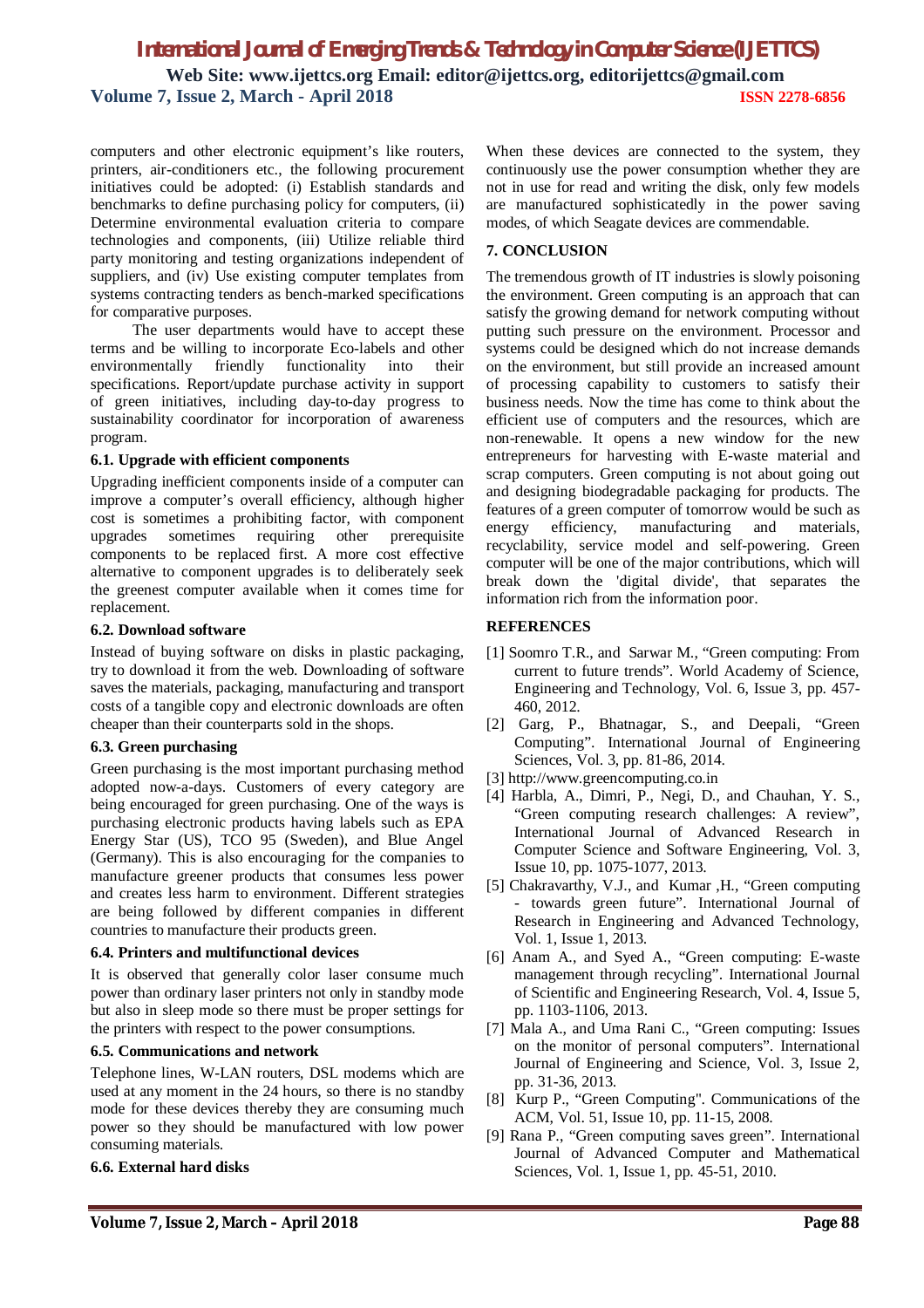computers and other electronic equipment's like routers, printers, air-conditioners etc., the following procurement initiatives could be adopted: (i) Establish standards and benchmarks to define purchasing policy for computers, (ii) Determine environmental evaluation criteria to compare technologies and components, (iii) Utilize reliable third party monitoring and testing organizations independent of suppliers, and (iv) Use existing computer templates from systems contracting tenders as bench-marked specifications for comparative purposes.

The user departments would have to accept these terms and be willing to incorporate Eco-labels and other environmentally friendly functionality into their specifications. Report/update purchase activity in support of green initiatives, including day-to-day progress to sustainability coordinator for incorporation of awareness program.

### 6.1. Upgrade with efficient components

Upgrading inefficient components inside of a computer can improve a computer's overall efficiency, although higher cost is sometimes a prohibiting factor, with component upgrades sometimes requiring other prerequisite components to be replaced first. A more cost effective alternative to component upgrades is to deliberately seek the greenest computer available when it comes time for replacement.

### 6.2. Download software

Instead of buying software on disks in plastic packaging, try to download it from the web. Downloading of software saves the materials, packaging, manufacturing and transport costs of a tangible copy and electronic downloads are often cheaper than their counterparts sold in the shops.

### 6.3. Green purchasing

Green purchasing is the most important purchasing method adopted now-a-days. Customers of every category are being encouraged for green purchasing. One of the ways is purchasing electronic products having labels such as EPA Energy Star (US), TCO 95 (Sweden), and Blue Angel (Germany). This is also encouraging for the companies to manufacture greener products that consumes less power and creates less harm to environment. Different strategies are being followed by different companies in different countries to manufacture their products green.

### 6.4. Printers and multifunctional devices

It is observed that generally color laser consume much power than ordinary laser printers not only in standby mode but also in sleep mode so there must be proper settings for the printers with respect to the power consumptions.

### 6.5. Communications and network

Telephone lines, W-LAN routers, DSL modems which are used at any moment in the 24 hours, so there is no standby mode for these devices thereby they are consuming much power so they should be manufactured with low power consuming materials.

### 6.6. External hard disks

When these devices are connected to the system, they continuously use the power consumption whether they are not in use for read and writing the disk, only few models are manufactured sophisticatedly in the power saving modes, of which Seagate devices are commendable.

## 7. CONCLUSION

The tremendous growth of IT industries is slowly poisoning the environment. Green computing is an approach that can satisfy the growing demand for network computing without putting such pressure on the environment. Processor and systems could be designed which do not increase demands on the environment, but still provide an increased amount of processing capability to customers to satisfy their business needs. Now the time has come to think about the efficient use of computers and the resources, which are non-renewable. It opens a new window for the new entrepreneurs for harvesting with E-waste material and scrap computers. Green computing is not about going out and designing biodegradable packaging for products. The features of a green computer of tomorrow would be such as energy efficiency, manufacturing and materials, recyclability, service model and self-powering. Green computer will be one of the major contributions, which will break down the 'digital divide', that separates the information rich from the information poor.

## REFERENCES

[1] Soomro T.R., and Sarwar M., "Green computing: From current to future trends". World Academy of Science, Engineering and Technology, Vol. 6, Issue 3, pp. 457-460, 2012.

[2] Garg, P., Bhatnagar, S., and Deepali, "Green Computing". International Journal of Engineering Sciences, Vol. 3, pp. 81-86, 2014.

[3] http://www.greencomputing.co.in

[4] Harbla, A., Dimri, P., Negi, D., and Chauhan, Y. S., "Green computing research challenges: A review", International Journal of Advanced Research in Computer Science and Software Engineering, Vol. 3, Issue 10, pp. 1075-1077, 2013.

[5] Chakravarthy, V.J., and Kumar ,H., "Green computing - towards green future". International Journal of Research in Engineering and Advanced Technology, Vol. 1, Issue 1, 2013.

[6] Anam A., and Syed A., "Green computing: E-waste management through recycling". International Journal of Scientific and Engineering Research, Vol. 4, Issue 5, pp. 1103-1106, 2013.

[7] Mala A., and Uma Rani C., "Green computing: Issues on the monitor of personal computers". International Journal of Engineering and Science, Vol. 3, Issue 2, pp. 31-36, 2013.

[8] Kurp P., "Green Computing". Communications of the ACM, Vol. 51, Issue 10, pp. 11-15, 2008.

[9] Rana P., "Green computing saves green". International Journal of Advanced Computer and Mathematical Sciences, Vol. 1, Issue 1, pp. 45-51, 2010.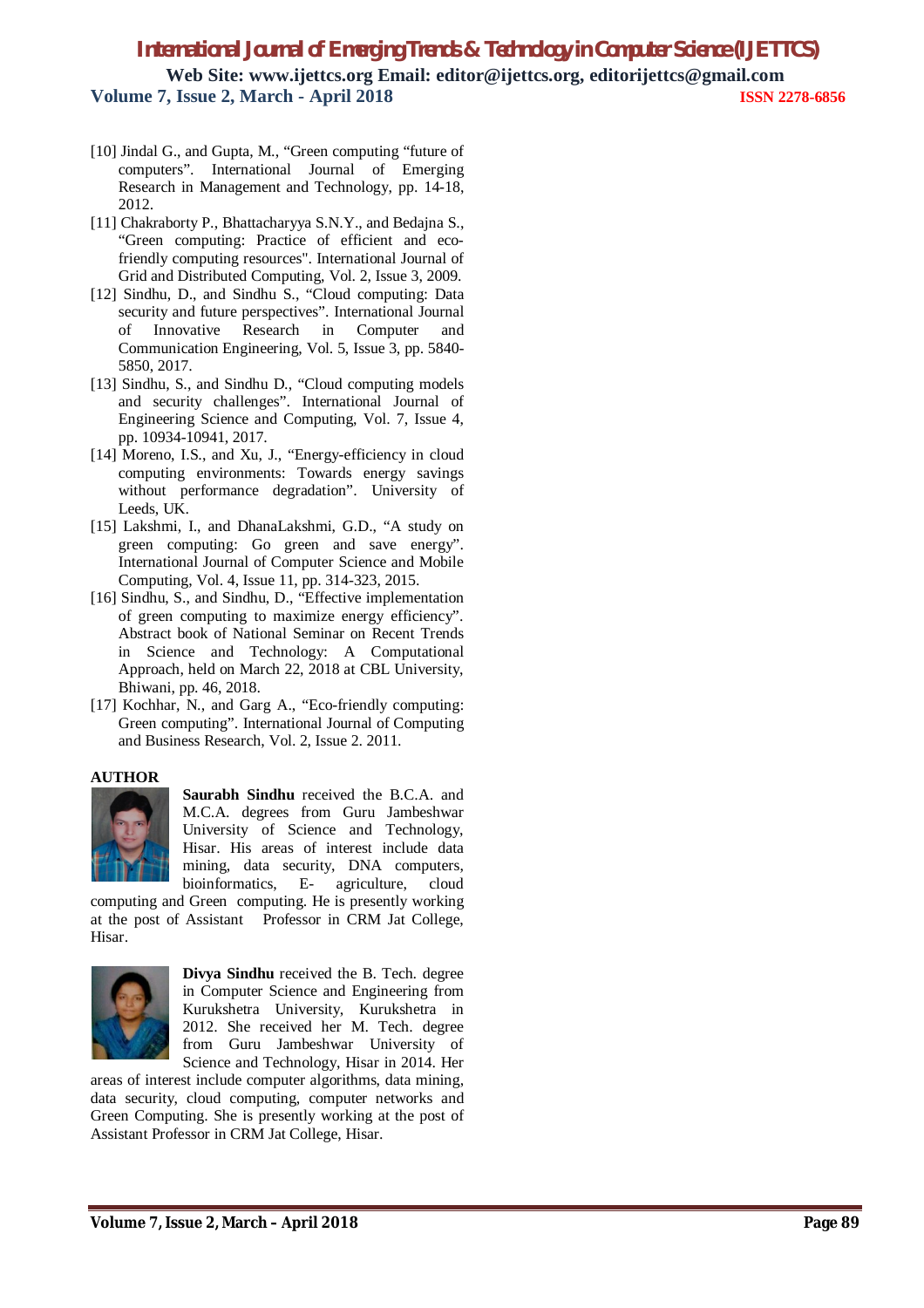[10] Jindal G., and Gupta, M., "Green computing "future of computers". International Journal of Emerging Research in Management and Technology, pp. 14-18, 2012.

[11] Chakraborty P., Bhattacharyya S.N.Y., and Bedajna S., "Green computing: Practice of efficient and eco-friendly computing resources". International Journal of Grid and Distributed Computing, Vol. 2, Issue 3, 2009.

[12] Sindhu, D., and Sindhu S., "Cloud computing: Data security and future perspectives". International Journal of Innovative Research in Computer and Communication Engineering, Vol. 5, Issue 3, pp. 5840-5850, 2017.

[13] Sindhu, S., and Sindhu D., "Cloud computing models and security challenges". International Journal of Engineering Science and Computing, Vol. 7, Issue 4, pp. 10934-10941, 2017.

[14] Moreno, I.S., and Xu, J., "Energy-efficiency in cloud computing environments: Towards energy savings without performance degradation". University of Leeds, UK.

[15] Lakshmi, I., and DhanaLakshmi, G.D., "A study on green computing: Go green and save energy". International Journal of Computer Science and Mobile Computing, Vol. 4, Issue 11, pp. 314-323, 2015.

[16] Sindhu, S., and Sindhu, D., "Effective implementation of green computing to maximize energy efficiency". Abstract book of National Seminar on Recent Trends in Science and Technology: A Computational Approach, held on March 22, 2018 at CBL University, Bhiwani, pp. 46, 2018.

[17] Kochhar, N., and Garg A., "Eco-friendly computing: Green computing". International Journal of Computing and Business Research, Vol. 2, Issue 2. 2011.

**AUTHOR**

**Saurabh Sindhu** received the B.C.A. and M.C.A. degrees from Guru Jambeshwar University of Science and Technology, Hisar. His areas of interest include data mining, data security, DNA computers, bioinformatics, E- agriculture, cloud computing and Green computing. He is presently working at the post of Assistant Professor in CRM Jat College, Hisar.

**Divya Sindhu** received the B. Tech. degree in Computer Science and Engineering from Kurukshetra University, Kurukshetra in 2012. She received her M. Tech. degree from Guru Jambeshwar University of Science and Technology, Hisar in 2014. Her areas of interest include computer algorithms, data mining, data security, cloud computing, computer networks and Green Computing. She is presently working at the post of Assistant Professor in CRM Jat College, Hisar.